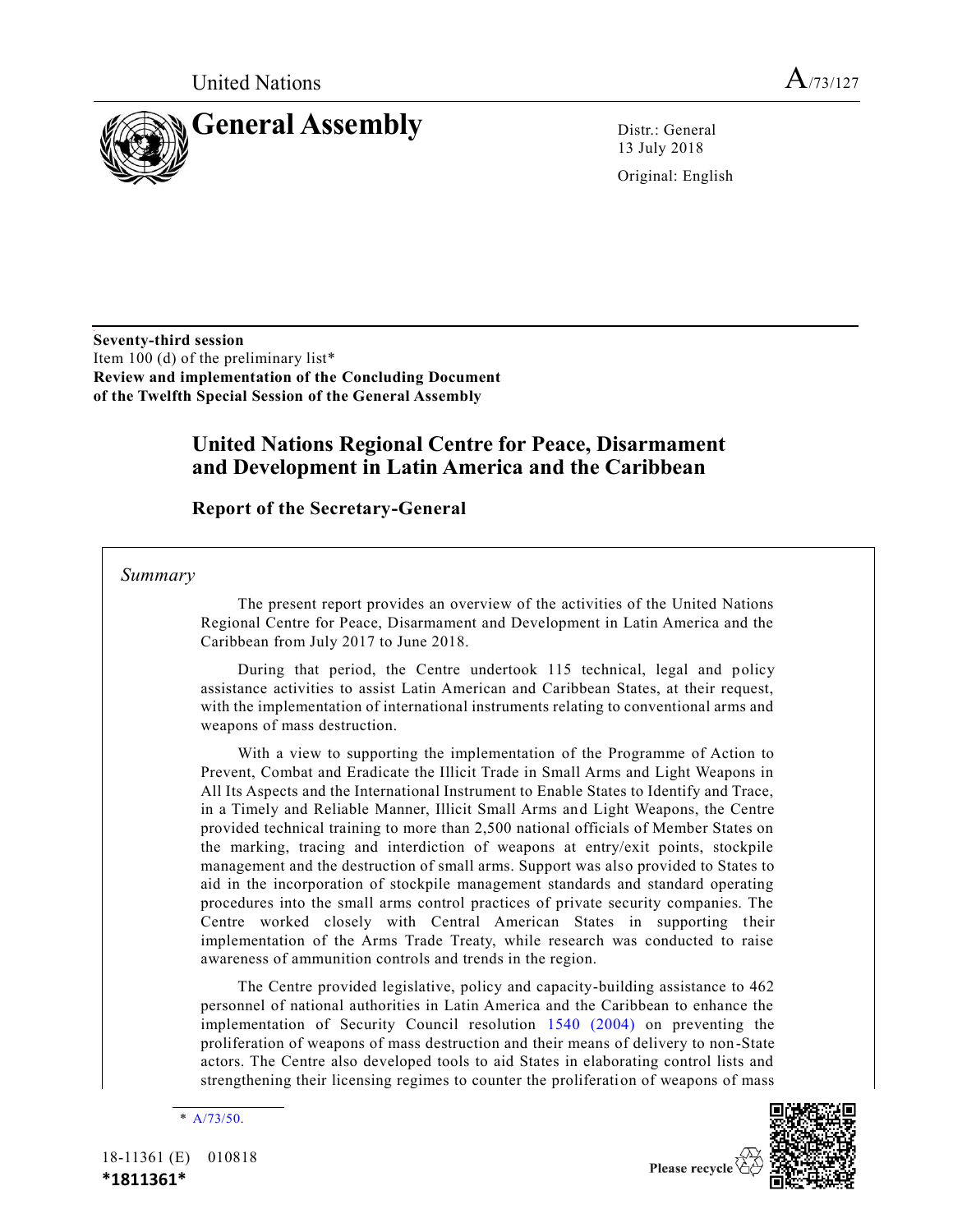United Nations

A/73/127

# General Assembly

Distr.: General
13 July 2018

Original: English

**Seventy-third session**
Item 100 (d) of the preliminary list*
**Review and implementation of the Concluding Document of the Twelfth Special Session of the General Assembly**

## United Nations Regional Centre for Peace, Disarmament and Development in Latin America and the Caribbean

### Report of the Secretary-General

*Summary*

The present report provides an overview of the activities of the United Nations Regional Centre for Peace, Disarmament and Development in Latin America and the Caribbean from July 2017 to June 2018.

During that period, the Centre undertook 115 technical, legal and policy assistance activities to assist Latin American and Caribbean States, at their request, with the implementation of international instruments relating to conventional arms and weapons of mass destruction.

With a view to supporting the implementation of the Programme of Action to Prevent, Combat and Eradicate the Illicit Trade in Small Arms and Light Weapons in All Its Aspects and the International Instrument to Enable States to Identify and Trace, in a Timely and Reliable Manner, Illicit Small Arms and Light Weapons, the Centre provided technical training to more than 2,500 national officials of Member States on the marking, tracing and interdiction of weapons at entry/exit points, stockpile management and the destruction of small arms. Support was also provided to States to aid in the incorporation of stockpile management standards and standard operating procedures into the small arms control practices of private security companies. The Centre worked closely with Central American States in supporting their implementation of the Arms Trade Treaty, while research was conducted to raise awareness of ammunition controls and trends in the region.

The Centre provided legislative, policy and capacity-building assistance to 462 personnel of national authorities in Latin America and the Caribbean to enhance the implementation of Security Council resolution 1540 (2004) on preventing the proliferation of weapons of mass destruction and their means of delivery to non-State actors. The Centre also developed tools to aid States in elaborating control lists and strengthening their licensing regimes to counter the proliferation of weapons of mass

\* A/73/50.

18-11361 (E) 010818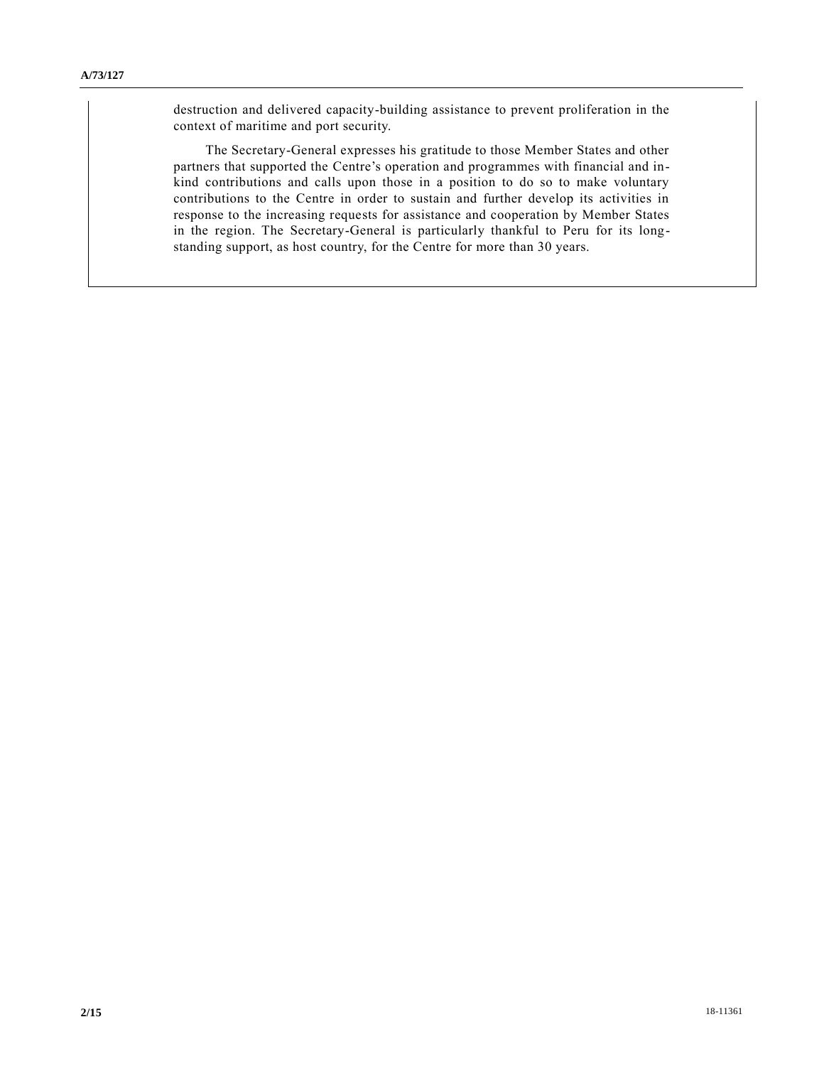destruction and delivered capacity-building assistance to prevent proliferation in the context of maritime and port security.

The Secretary-General expresses his gratitude to those Member States and other partners that supported the Centre's operation and programmes with financial and in-kind contributions and calls upon those in a position to do so to make voluntary contributions to the Centre in order to sustain and further develop its activities in response to the increasing requests for assistance and cooperation by Member States in the region. The Secretary-General is particularly thankful to Peru for its long-standing support, as host country, for the Centre for more than 30 years.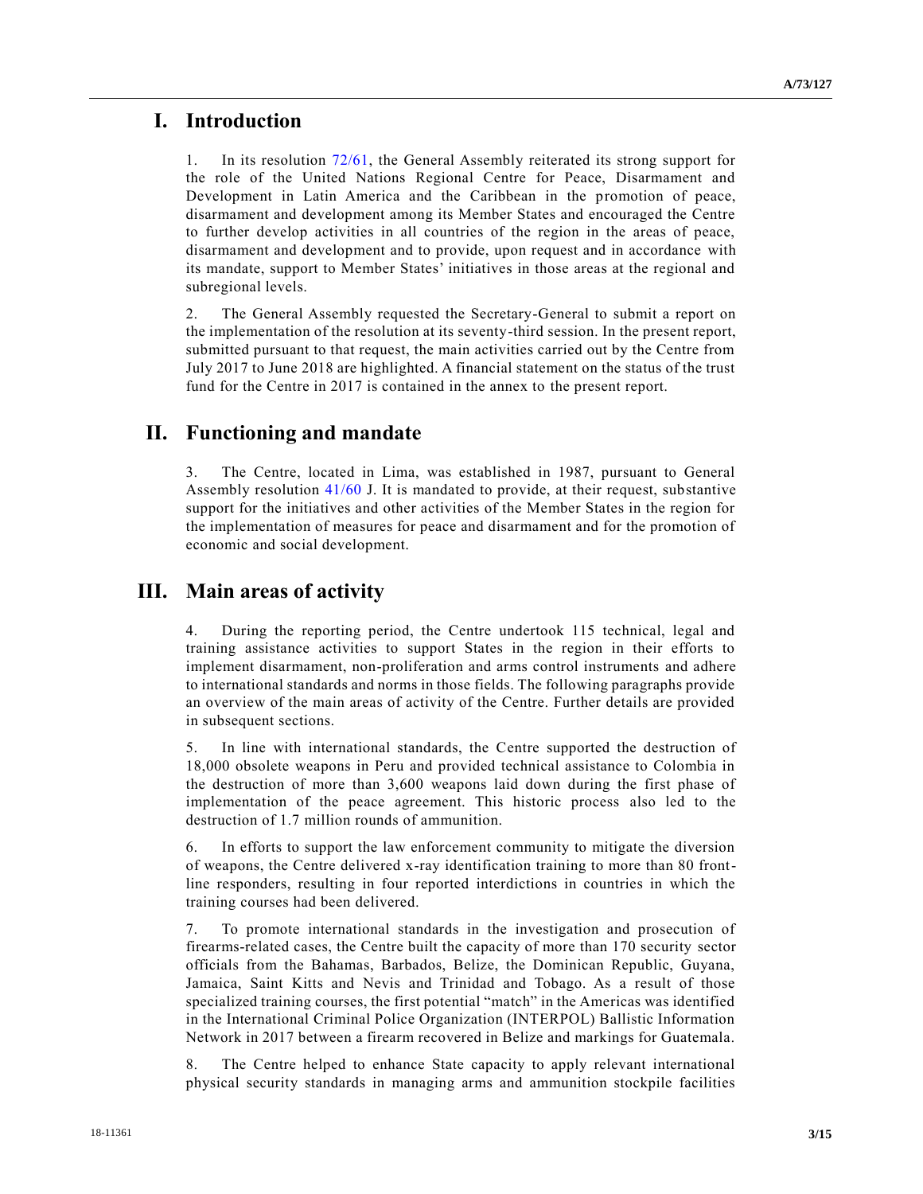## I. Introduction

1. In its resolution 72/61, the General Assembly reiterated its strong support for the role of the United Nations Regional Centre for Peace, Disarmament and Development in Latin America and the Caribbean in the promotion of peace, disarmament and development among its Member States and encouraged the Centre to further develop activities in all countries of the region in the areas of peace, disarmament and development and to provide, upon request and in accordance with its mandate, support to Member States' initiatives in those areas at the regional and subregional levels.

2. The General Assembly requested the Secretary-General to submit a report on the implementation of the resolution at its seventy-third session. In the present report, submitted pursuant to that request, the main activities carried out by the Centre from July 2017 to June 2018 are highlighted. A financial statement on the status of the trust fund for the Centre in 2017 is contained in the annex to the present report.

## II. Functioning and mandate

3. The Centre, located in Lima, was established in 1987, pursuant to General Assembly resolution 41/60 J. It is mandated to provide, at their request, substantive support for the initiatives and other activities of the Member States in the region for the implementation of measures for peace and disarmament and for the promotion of economic and social development.

## III. Main areas of activity

4. During the reporting period, the Centre undertook 115 technical, legal and training assistance activities to support States in the region in their efforts to implement disarmament, non-proliferation and arms control instruments and adhere to international standards and norms in those fields. The following paragraphs provide an overview of the main areas of activity of the Centre. Further details are provided in subsequent sections.

5. In line with international standards, the Centre supported the destruction of 18,000 obsolete weapons in Peru and provided technical assistance to Colombia in the destruction of more than 3,600 weapons laid down during the first phase of implementation of the peace agreement. This historic process also led to the destruction of 1.7 million rounds of ammunition.

6. In efforts to support the law enforcement community to mitigate the diversion of weapons, the Centre delivered x-ray identification training to more than 80 front-line responders, resulting in four reported interdictions in countries in which the training courses had been delivered.

7. To promote international standards in the investigation and prosecution of firearms-related cases, the Centre built the capacity of more than 170 security sector officials from the Bahamas, Barbados, Belize, the Dominican Republic, Guyana, Jamaica, Saint Kitts and Nevis and Trinidad and Tobago. As a result of those specialized training courses, the first potential "match" in the Americas was identified in the International Criminal Police Organization (INTERPOL) Ballistic Information Network in 2017 between a firearm recovered in Belize and markings for Guatemala.

8. The Centre helped to enhance State capacity to apply relevant international physical security standards in managing arms and ammunition stockpile facilities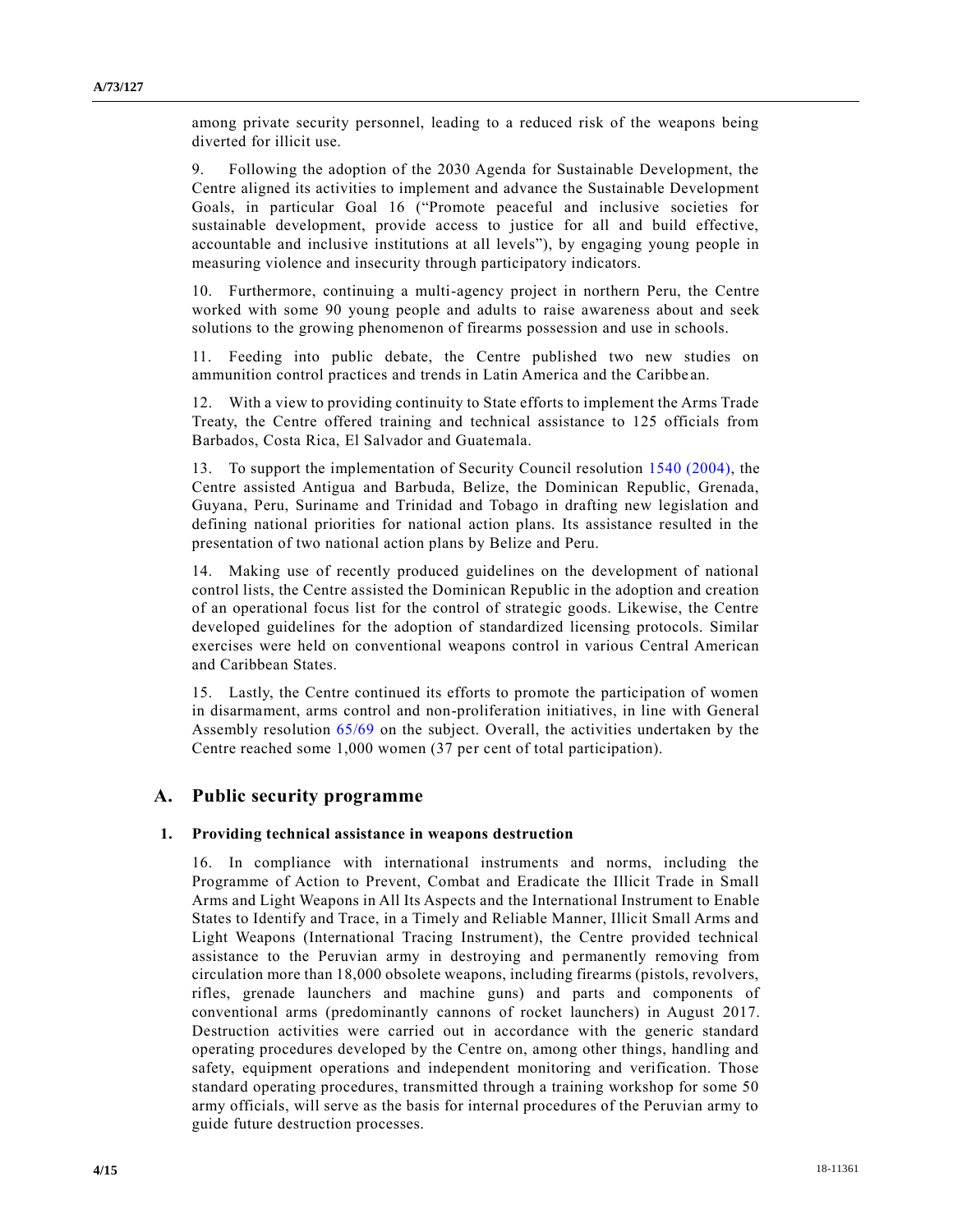among private security personnel, leading to a reduced risk of the weapons being diverted for illicit use.

9. Following the adoption of the 2030 Agenda for Sustainable Development, the Centre aligned its activities to implement and advance the Sustainable Development Goals, in particular Goal 16 ("Promote peaceful and inclusive societies for sustainable development, provide access to justice for all and build effective, accountable and inclusive institutions at all levels"), by engaging young people in measuring violence and insecurity through participatory indicators.

10. Furthermore, continuing a multi-agency project in northern Peru, the Centre worked with some 90 young people and adults to raise awareness about and seek solutions to the growing phenomenon of firearms possession and use in schools.

11. Feeding into public debate, the Centre published two new studies on ammunition control practices and trends in Latin America and the Caribbean.

12. With a view to providing continuity to State efforts to implement the Arms Trade Treaty, the Centre offered training and technical assistance to 125 officials from Barbados, Costa Rica, El Salvador and Guatemala.

13. To support the implementation of Security Council resolution 1540 (2004), the Centre assisted Antigua and Barbuda, Belize, the Dominican Republic, Grenada, Guyana, Peru, Suriname and Trinidad and Tobago in drafting new legislation and defining national priorities for national action plans. Its assistance resulted in the presentation of two national action plans by Belize and Peru.

14. Making use of recently produced guidelines on the development of national control lists, the Centre assisted the Dominican Republic in the adoption and creation of an operational focus list for the control of strategic goods. Likewise, the Centre developed guidelines for the adoption of standardized licensing protocols. Similar exercises were held on conventional weapons control in various Central American and Caribbean States.

15. Lastly, the Centre continued its efforts to promote the participation of women in disarmament, arms control and non-proliferation initiatives, in line with General Assembly resolution 65/69 on the subject. Overall, the activities undertaken by the Centre reached some 1,000 women (37 per cent of total participation).

## A. Public security programme

### 1. Providing technical assistance in weapons destruction

16. In compliance with international instruments and norms, including the Programme of Action to Prevent, Combat and Eradicate the Illicit Trade in Small Arms and Light Weapons in All Its Aspects and the International Instrument to Enable States to Identify and Trace, in a Timely and Reliable Manner, Illicit Small Arms and Light Weapons (International Tracing Instrument), the Centre provided technical assistance to the Peruvian army in destroying and permanently removing from circulation more than 18,000 obsolete weapons, including firearms (pistols, revolvers, rifles, grenade launchers and machine guns) and parts and components of conventional arms (predominantly cannons of rocket launchers) in August 2017. Destruction activities were carried out in accordance with the generic standard operating procedures developed by the Centre on, among other things, handling and safety, equipment operations and independent monitoring and verification. Those standard operating procedures, transmitted through a training workshop for some 50 army officials, will serve as the basis for internal procedures of the Peruvian army to guide future destruction processes.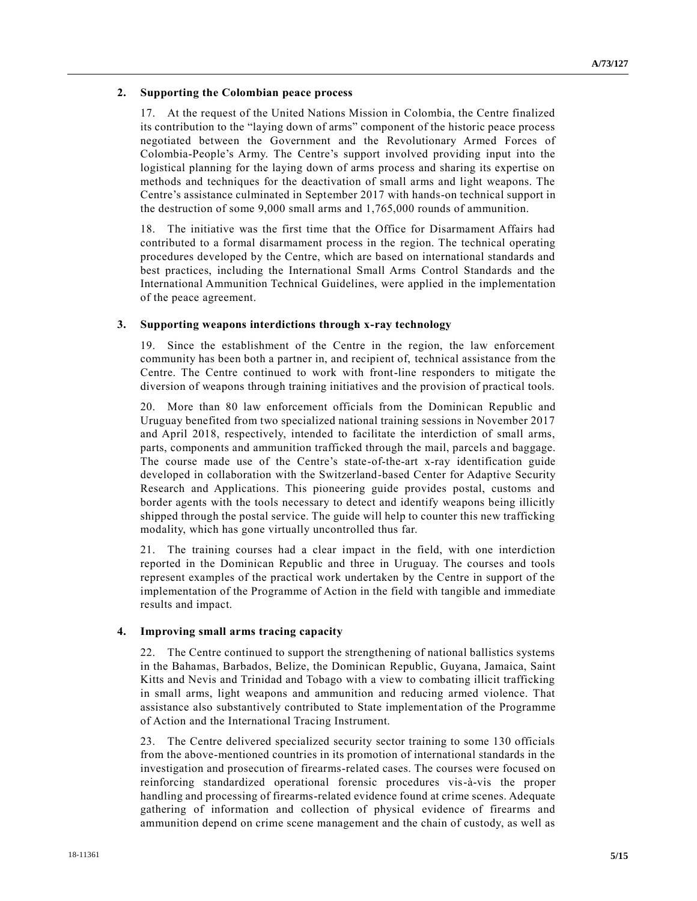## 2. Supporting the Colombian peace process

17. At the request of the United Nations Mission in Colombia, the Centre finalized its contribution to the "laying down of arms" component of the historic peace process negotiated between the Government and the Revolutionary Armed Forces of Colombia-People's Army. The Centre's support involved providing input into the logistical planning for the laying down of arms process and sharing its expertise on methods and techniques for the deactivation of small arms and light weapons. The Centre's assistance culminated in September 2017 with hands-on technical support in the destruction of some 9,000 small arms and 1,765,000 rounds of ammunition.

18. The initiative was the first time that the Office for Disarmament Affairs had contributed to a formal disarmament process in the region. The technical operating procedures developed by the Centre, which are based on international standards and best practices, including the International Small Arms Control Standards and the International Ammunition Technical Guidelines, were applied in the implementation of the peace agreement.

## 3. Supporting weapons interdictions through x-ray technology

19. Since the establishment of the Centre in the region, the law enforcement community has been both a partner in, and recipient of, technical assistance from the Centre. The Centre continued to work with front-line responders to mitigate the diversion of weapons through training initiatives and the provision of practical tools.

20. More than 80 law enforcement officials from the Dominican Republic and Uruguay benefited from two specialized national training sessions in November 2017 and April 2018, respectively, intended to facilitate the interdiction of small arms, parts, components and ammunition trafficked through the mail, parcels and baggage. The course made use of the Centre's state-of-the-art x-ray identification guide developed in collaboration with the Switzerland-based Center for Adaptive Security Research and Applications. This pioneering guide provides postal, customs and border agents with the tools necessary to detect and identify weapons being illicitly shipped through the postal service. The guide will help to counter this new trafficking modality, which has gone virtually uncontrolled thus far.

21. The training courses had a clear impact in the field, with one interdiction reported in the Dominican Republic and three in Uruguay. The courses and tools represent examples of the practical work undertaken by the Centre in support of the implementation of the Programme of Action in the field with tangible and immediate results and impact.

## 4. Improving small arms tracing capacity

22. The Centre continued to support the strengthening of national ballistics systems in the Bahamas, Barbados, Belize, the Dominican Republic, Guyana, Jamaica, Saint Kitts and Nevis and Trinidad and Tobago with a view to combating illicit trafficking in small arms, light weapons and ammunition and reducing armed violence. That assistance also substantively contributed to State implementation of the Programme of Action and the International Tracing Instrument.

23. The Centre delivered specialized security sector training to some 130 officials from the above-mentioned countries in its promotion of international standards in the investigation and prosecution of firearms-related cases. The courses were focused on reinforcing standardized operational forensic procedures vis-à-vis the proper handling and processing of firearms-related evidence found at crime scenes. Adequate gathering of information and collection of physical evidence of firearms and ammunition depend on crime scene management and the chain of custody, as well as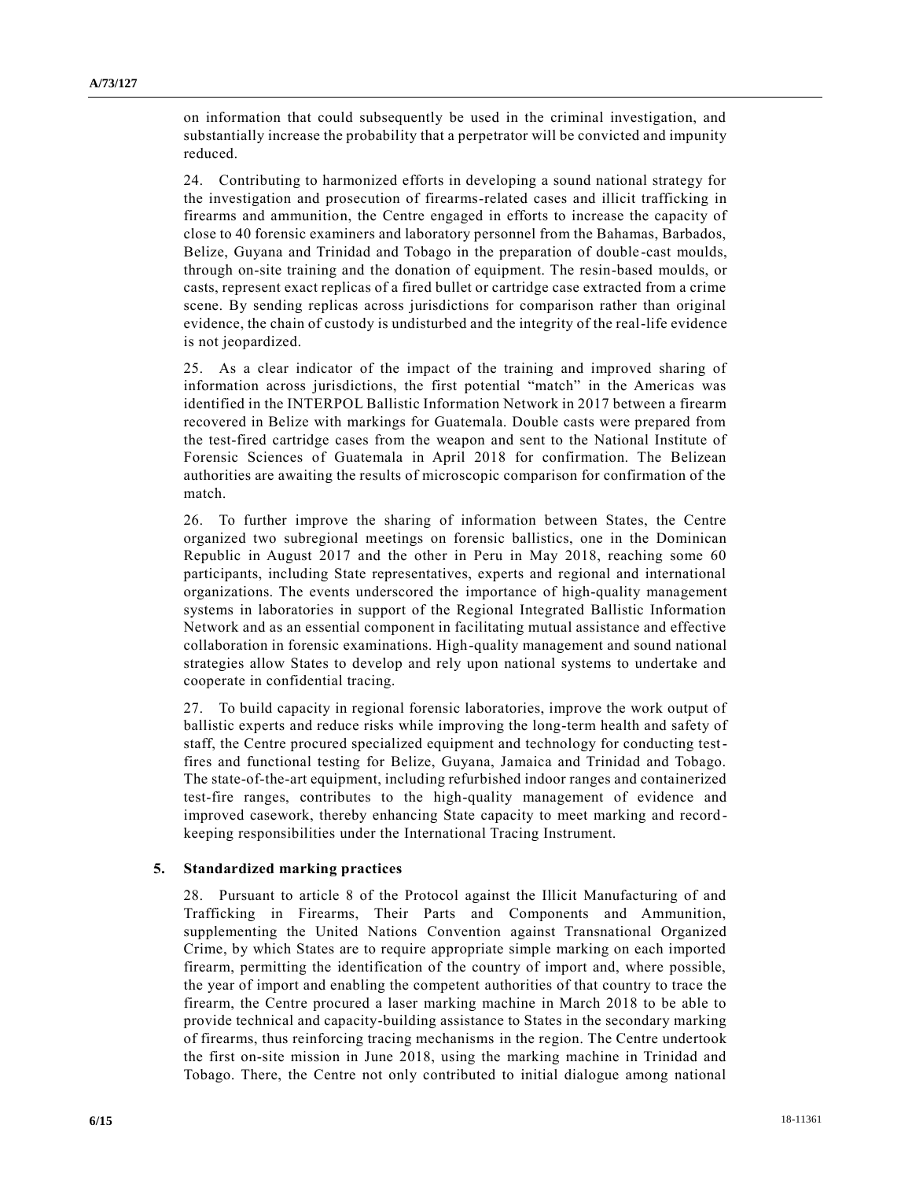on information that could subsequently be used in the criminal investigation, and substantially increase the probability that a perpetrator will be convicted and impunity reduced.

24. Contributing to harmonized efforts in developing a sound national strategy for the investigation and prosecution of firearms-related cases and illicit trafficking in firearms and ammunition, the Centre engaged in efforts to increase the capacity of close to 40 forensic examiners and laboratory personnel from the Bahamas, Barbados, Belize, Guyana and Trinidad and Tobago in the preparation of double-cast moulds, through on-site training and the donation of equipment. The resin-based moulds, or casts, represent exact replicas of a fired bullet or cartridge case extracted from a crime scene. By sending replicas across jurisdictions for comparison rather than original evidence, the chain of custody is undisturbed and the integrity of the real-life evidence is not jeopardized.

25. As a clear indicator of the impact of the training and improved sharing of information across jurisdictions, the first potential "match" in the Americas was identified in the INTERPOL Ballistic Information Network in 2017 between a firearm recovered in Belize with markings for Guatemala. Double casts were prepared from the test-fired cartridge cases from the weapon and sent to the National Institute of Forensic Sciences of Guatemala in April 2018 for confirmation. The Belizean authorities are awaiting the results of microscopic comparison for confirmation of the match.

26. To further improve the sharing of information between States, the Centre organized two subregional meetings on forensic ballistics, one in the Dominican Republic in August 2017 and the other in Peru in May 2018, reaching some 60 participants, including State representatives, experts and regional and international organizations. The events underscored the importance of high-quality management systems in laboratories in support of the Regional Integrated Ballistic Information Network and as an essential component in facilitating mutual assistance and effective collaboration in forensic examinations. High-quality management and sound national strategies allow States to develop and rely upon national systems to undertake and cooperate in confidential tracing.

27. To build capacity in regional forensic laboratories, improve the work output of ballistic experts and reduce risks while improving the long-term health and safety of staff, the Centre procured specialized equipment and technology for conducting test-fires and functional testing for Belize, Guyana, Jamaica and Trinidad and Tobago. The state-of-the-art equipment, including refurbished indoor ranges and containerized test-fire ranges, contributes to the high-quality management of evidence and improved casework, thereby enhancing State capacity to meet marking and record-keeping responsibilities under the International Tracing Instrument.

### 5. Standardized marking practices

28. Pursuant to article 8 of the Protocol against the Illicit Manufacturing of and Trafficking in Firearms, Their Parts and Components and Ammunition, supplementing the United Nations Convention against Transnational Organized Crime, by which States are to require appropriate simple marking on each imported firearm, permitting the identification of the country of import and, where possible, the year of import and enabling the competent authorities of that country to trace the firearm, the Centre procured a laser marking machine in March 2018 to be able to provide technical and capacity-building assistance to States in the secondary marking of firearms, thus reinforcing tracing mechanisms in the region. The Centre undertook the first on-site mission in June 2018, using the marking machine in Trinidad and Tobago. There, the Centre not only contributed to initial dialogue among national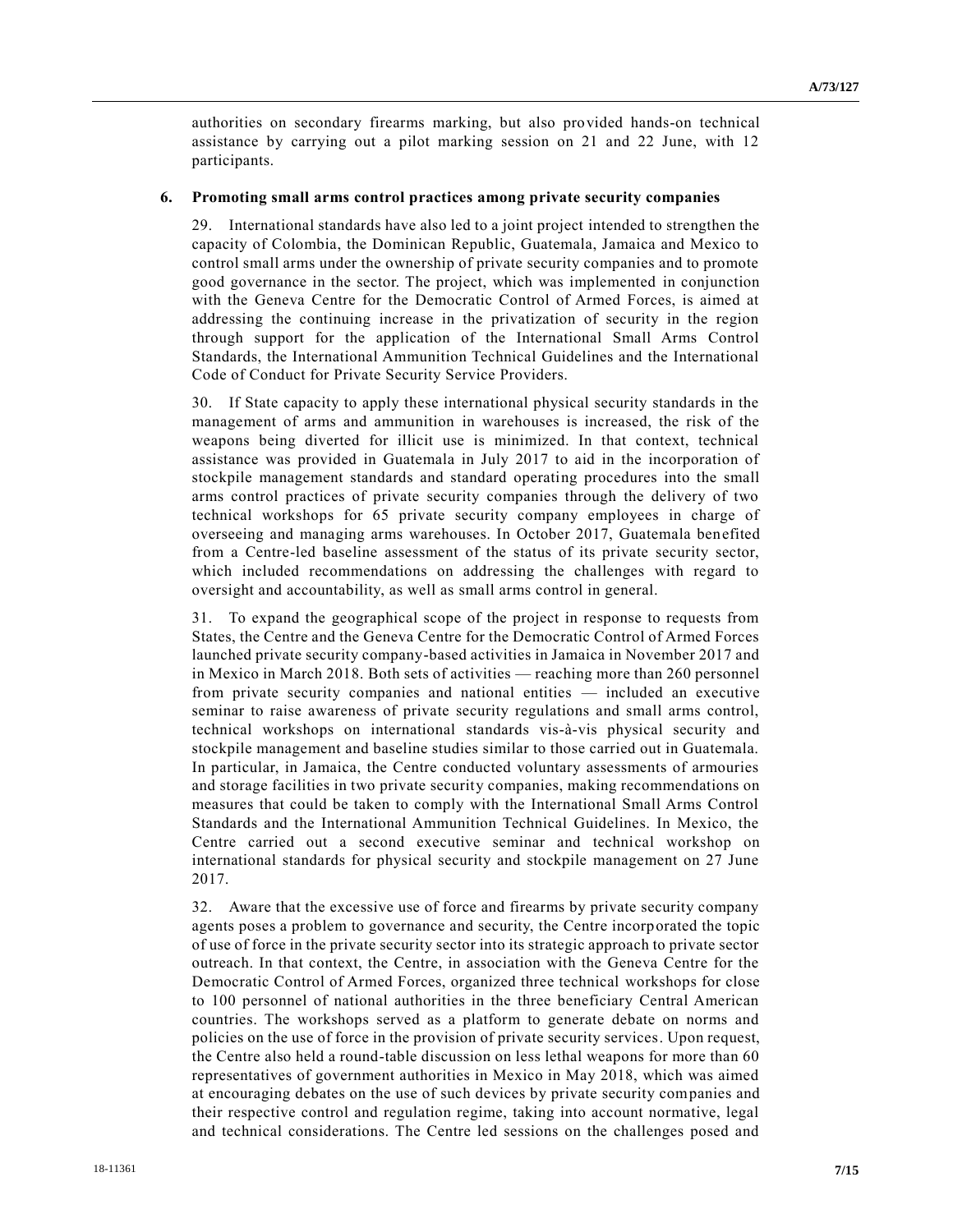authorities on secondary firearms marking, but also provided hands-on technical assistance by carrying out a pilot marking session on 21 and 22 June, with 12 participants.

### 6. Promoting small arms control practices among private security companies

29. International standards have also led to a joint project intended to strengthen the capacity of Colombia, the Dominican Republic, Guatemala, Jamaica and Mexico to control small arms under the ownership of private security companies and to promote good governance in the sector. The project, which was implemented in conjunction with the Geneva Centre for the Democratic Control of Armed Forces, is aimed at addressing the continuing increase in the privatization of security in the region through support for the application of the International Small Arms Control Standards, the International Ammunition Technical Guidelines and the International Code of Conduct for Private Security Service Providers.

30. If State capacity to apply these international physical security standards in the management of arms and ammunition in warehouses is increased, the risk of the weapons being diverted for illicit use is minimized. In that context, technical assistance was provided in Guatemala in July 2017 to aid in the incorporation of stockpile management standards and standard operating procedures into the small arms control practices of private security companies through the delivery of two technical workshops for 65 private security company employees in charge of overseeing and managing arms warehouses. In October 2017, Guatemala benefited from a Centre-led baseline assessment of the status of its private security sector, which included recommendations on addressing the challenges with regard to oversight and accountability, as well as small arms control in general.

31. To expand the geographical scope of the project in response to requests from States, the Centre and the Geneva Centre for the Democratic Control of Armed Forces launched private security company-based activities in Jamaica in November 2017 and in Mexico in March 2018. Both sets of activities — reaching more than 260 personnel from private security companies and national entities — included an executive seminar to raise awareness of private security regulations and small arms control, technical workshops on international standards vis-à-vis physical security and stockpile management and baseline studies similar to those carried out in Guatemala. In particular, in Jamaica, the Centre conducted voluntary assessments of armouries and storage facilities in two private security companies, making recommendations on measures that could be taken to comply with the International Small Arms Control Standards and the International Ammunition Technical Guidelines. In Mexico, the Centre carried out a second executive seminar and technical workshop on international standards for physical security and stockpile management on 27 June 2017.

32. Aware that the excessive use of force and firearms by private security company agents poses a problem to governance and security, the Centre incorporated the topic of use of force in the private security sector into its strategic approach to private sector outreach. In that context, the Centre, in association with the Geneva Centre for the Democratic Control of Armed Forces, organized three technical workshops for close to 100 personnel of national authorities in the three beneficiary Central American countries. The workshops served as a platform to generate debate on norms and policies on the use of force in the provision of private security services. Upon request, the Centre also held a round-table discussion on less lethal weapons for more than 60 representatives of government authorities in Mexico in May 2018, which was aimed at encouraging debates on the use of such devices by private security companies and their respective control and regulation regime, taking into account normative, legal and technical considerations. The Centre led sessions on the challenges posed and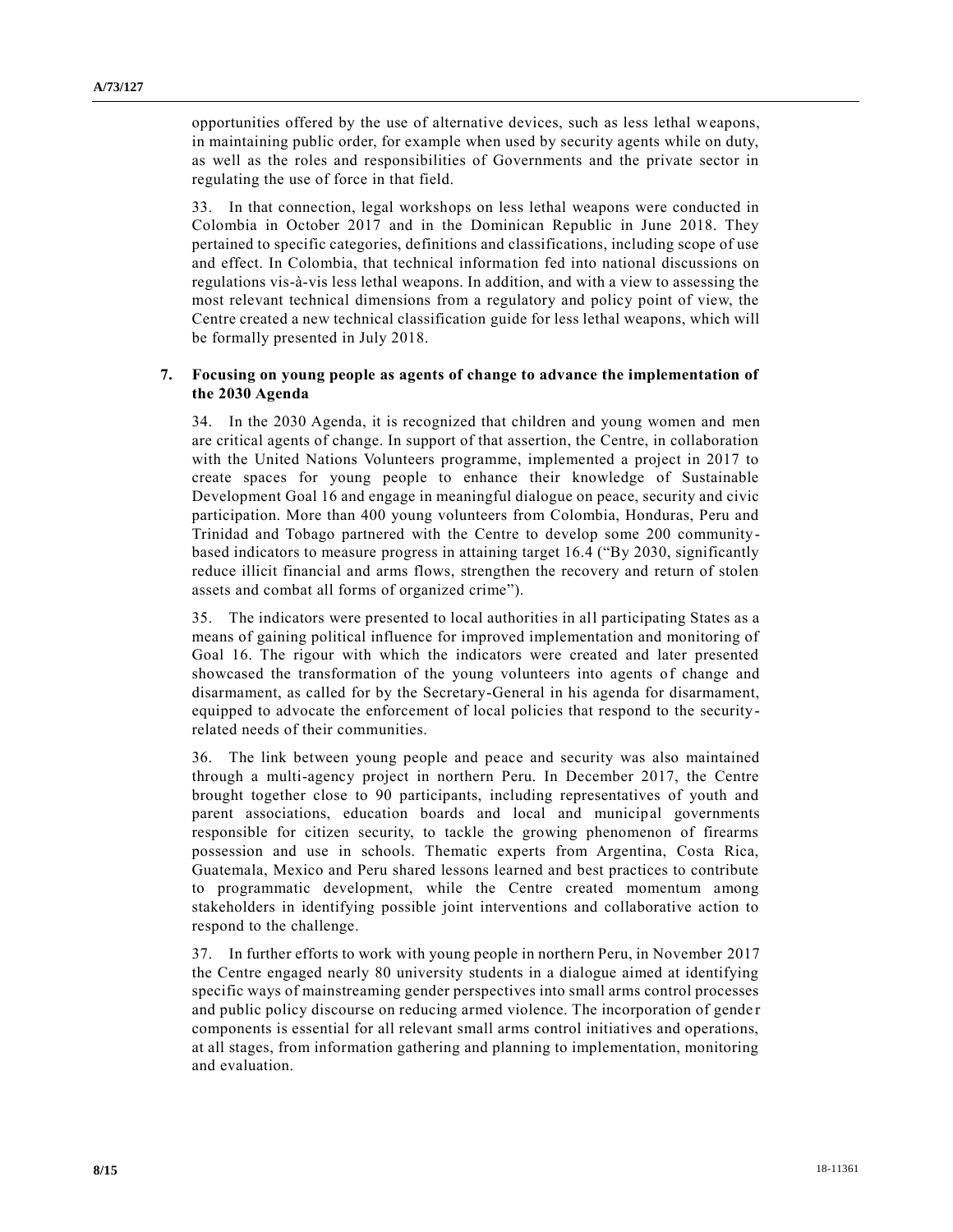opportunities offered by the use of alternative devices, such as less lethal weapons, in maintaining public order, for example when used by security agents while on duty, as well as the roles and responsibilities of Governments and the private sector in regulating the use of force in that field.

33. In that connection, legal workshops on less lethal weapons were conducted in Colombia in October 2017 and in the Dominican Republic in June 2018. They pertained to specific categories, definitions and classifications, including scope of use and effect. In Colombia, that technical information fed into national discussions on regulations vis-à-vis less lethal weapons. In addition, and with a view to assessing the most relevant technical dimensions from a regulatory and policy point of view, the Centre created a new technical classification guide for less lethal weapons, which will be formally presented in July 2018.

### 7. Focusing on young people as agents of change to advance the implementation of the 2030 Agenda

34. In the 2030 Agenda, it is recognized that children and young women and men are critical agents of change. In support of that assertion, the Centre, in collaboration with the United Nations Volunteers programme, implemented a project in 2017 to create spaces for young people to enhance their knowledge of Sustainable Development Goal 16 and engage in meaningful dialogue on peace, security and civic participation. More than 400 young volunteers from Colombia, Honduras, Peru and Trinidad and Tobago partnered with the Centre to develop some 200 community-based indicators to measure progress in attaining target 16.4 ("By 2030, significantly reduce illicit financial and arms flows, strengthen the recovery and return of stolen assets and combat all forms of organized crime").

35. The indicators were presented to local authorities in all participating States as a means of gaining political influence for improved implementation and monitoring of Goal 16. The rigour with which the indicators were created and later presented showcased the transformation of the young volunteers into agents of change and disarmament, as called for by the Secretary-General in his agenda for disarmament, equipped to advocate the enforcement of local policies that respond to the security-related needs of their communities.

36. The link between young people and peace and security was also maintained through a multi-agency project in northern Peru. In December 2017, the Centre brought together close to 90 participants, including representatives of youth and parent associations, education boards and local and municipal governments responsible for citizen security, to tackle the growing phenomenon of firearms possession and use in schools. Thematic experts from Argentina, Costa Rica, Guatemala, Mexico and Peru shared lessons learned and best practices to contribute to programmatic development, while the Centre created momentum among stakeholders in identifying possible joint interventions and collaborative action to respond to the challenge.

37. In further efforts to work with young people in northern Peru, in November 2017 the Centre engaged nearly 80 university students in a dialogue aimed at identifying specific ways of mainstreaming gender perspectives into small arms control processes and public policy discourse on reducing armed violence. The incorporation of gender components is essential for all relevant small arms control initiatives and operations, at all stages, from information gathering and planning to implementation, monitoring and evaluation.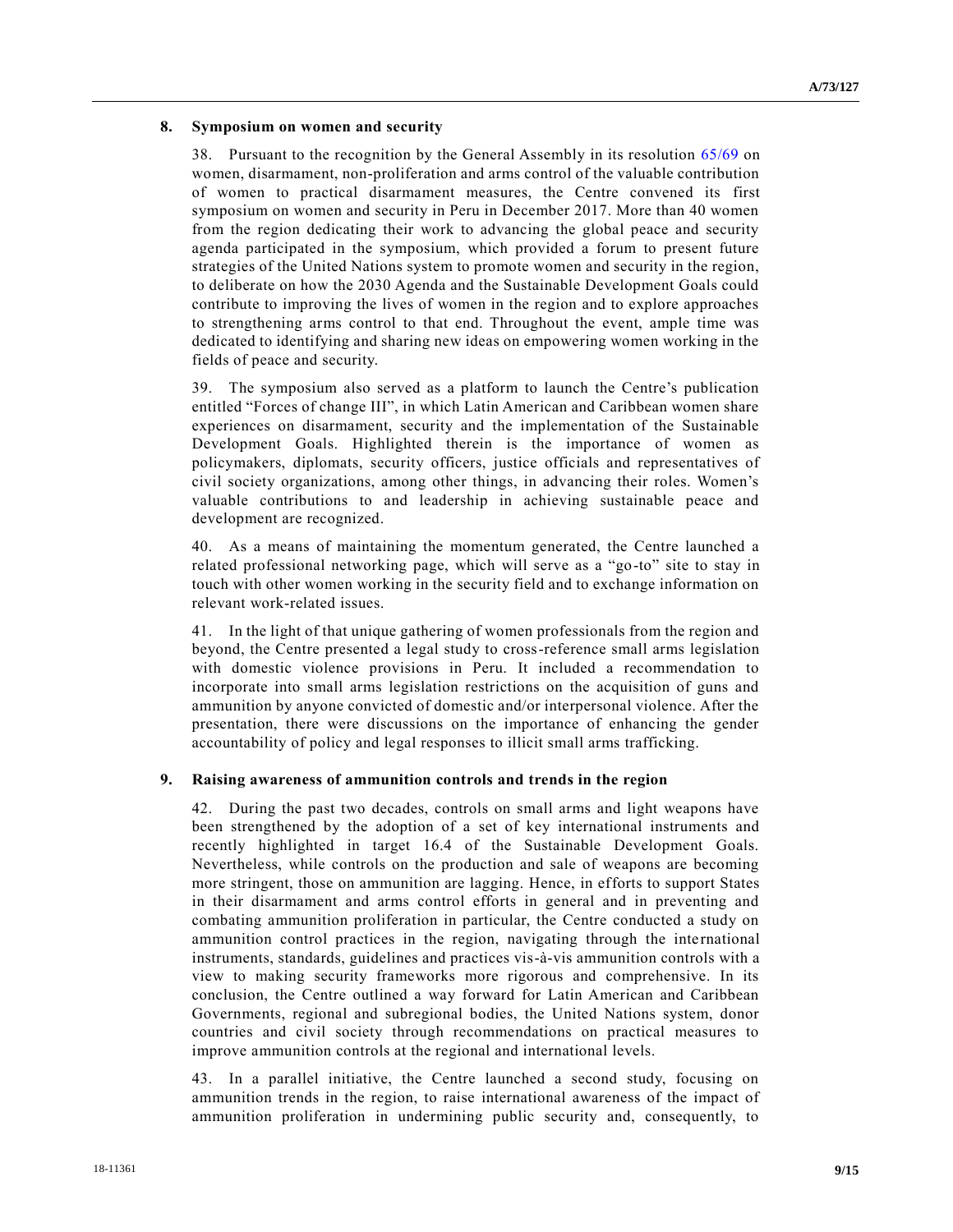### 8. Symposium on women and security

38. Pursuant to the recognition by the General Assembly in its resolution 65/69 on women, disarmament, non-proliferation and arms control of the valuable contribution of women to practical disarmament measures, the Centre convened its first symposium on women and security in Peru in December 2017. More than 40 women from the region dedicating their work to advancing the global peace and security agenda participated in the symposium, which provided a forum to present future strategies of the United Nations system to promote women and security in the region, to deliberate on how the 2030 Agenda and the Sustainable Development Goals could contribute to improving the lives of women in the region and to explore approaches to strengthening arms control to that end. Throughout the event, ample time was dedicated to identifying and sharing new ideas on empowering women working in the fields of peace and security.

39. The symposium also served as a platform to launch the Centre's publication entitled "Forces of change III", in which Latin American and Caribbean women share experiences on disarmament, security and the implementation of the Sustainable Development Goals. Highlighted therein is the importance of women as policymakers, diplomats, security officers, justice officials and representatives of civil society organizations, among other things, in advancing their roles. Women's valuable contributions to and leadership in achieving sustainable peace and development are recognized.

40. As a means of maintaining the momentum generated, the Centre launched a related professional networking page, which will serve as a "go-to" site to stay in touch with other women working in the security field and to exchange information on relevant work-related issues.

41. In the light of that unique gathering of women professionals from the region and beyond, the Centre presented a legal study to cross-reference small arms legislation with domestic violence provisions in Peru. It included a recommendation to incorporate into small arms legislation restrictions on the acquisition of guns and ammunition by anyone convicted of domestic and/or interpersonal violence. After the presentation, there were discussions on the importance of enhancing the gender accountability of policy and legal responses to illicit small arms trafficking.

### 9. Raising awareness of ammunition controls and trends in the region

42. During the past two decades, controls on small arms and light weapons have been strengthened by the adoption of a set of key international instruments and recently highlighted in target 16.4 of the Sustainable Development Goals. Nevertheless, while controls on the production and sale of weapons are becoming more stringent, those on ammunition are lagging. Hence, in efforts to support States in their disarmament and arms control efforts in general and in preventing and combating ammunition proliferation in particular, the Centre conducted a study on ammunition control practices in the region, navigating through the international instruments, standards, guidelines and practices vis-à-vis ammunition controls with a view to making security frameworks more rigorous and comprehensive. In its conclusion, the Centre outlined a way forward for Latin American and Caribbean Governments, regional and subregional bodies, the United Nations system, donor countries and civil society through recommendations on practical measures to improve ammunition controls at the regional and international levels.

43. In a parallel initiative, the Centre launched a second study, focusing on ammunition trends in the region, to raise international awareness of the impact of ammunition proliferation in undermining public security and, consequently, to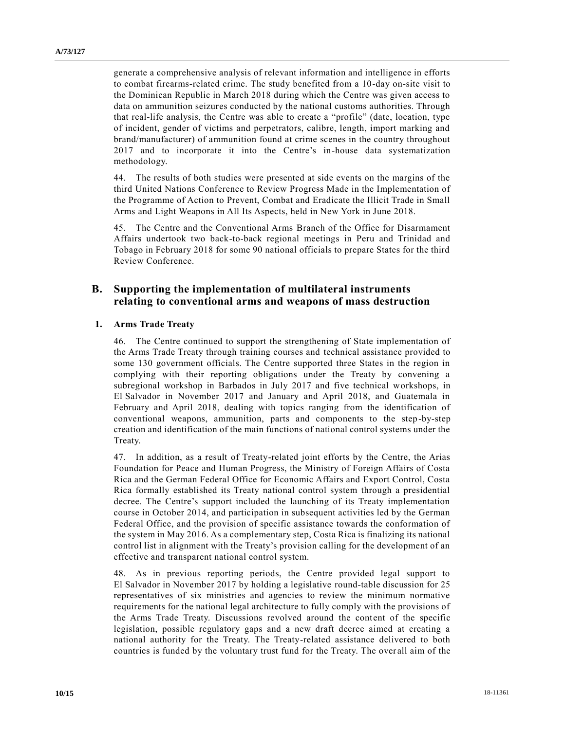generate a comprehensive analysis of relevant information and intelligence in efforts to combat firearms-related crime. The study benefited from a 10-day on-site visit to the Dominican Republic in March 2018 during which the Centre was given access to data on ammunition seizures conducted by the national customs authorities. Through that real-life analysis, the Centre was able to create a "profile" (date, location, type of incident, gender of victims and perpetrators, calibre, length, import marking and brand/manufacturer) of ammunition found at crime scenes in the country throughout 2017 and to incorporate it into the Centre's in-house data systematization methodology.

44. The results of both studies were presented at side events on the margins of the third United Nations Conference to Review Progress Made in the Implementation of the Programme of Action to Prevent, Combat and Eradicate the Illicit Trade in Small Arms and Light Weapons in All Its Aspects, held in New York in June 2018.

45. The Centre and the Conventional Arms Branch of the Office for Disarmament Affairs undertook two back-to-back regional meetings in Peru and Trinidad and Tobago in February 2018 for some 90 national officials to prepare States for the third Review Conference.

## B. Supporting the implementation of multilateral instruments relating to conventional arms and weapons of mass destruction

### 1. Arms Trade Treaty

46. The Centre continued to support the strengthening of State implementation of the Arms Trade Treaty through training courses and technical assistance provided to some 130 government officials. The Centre supported three States in the region in complying with their reporting obligations under the Treaty by convening a subregional workshop in Barbados in July 2017 and five technical workshops, in El Salvador in November 2017 and January and April 2018, and Guatemala in February and April 2018, dealing with topics ranging from the identification of conventional weapons, ammunition, parts and components to the step-by-step creation and identification of the main functions of national control systems under the Treaty.

47. In addition, as a result of Treaty-related joint efforts by the Centre, the Arias Foundation for Peace and Human Progress, the Ministry of Foreign Affairs of Costa Rica and the German Federal Office for Economic Affairs and Export Control, Costa Rica formally established its Treaty national control system through a presidential decree. The Centre's support included the launching of its Treaty implementation course in October 2014, and participation in subsequent activities led by the German Federal Office, and the provision of specific assistance towards the conformation of the system in May 2016. As a complementary step, Costa Rica is finalizing its national control list in alignment with the Treaty's provision calling for the development of an effective and transparent national control system.

48. As in previous reporting periods, the Centre provided legal support to El Salvador in November 2017 by holding a legislative round-table discussion for 25 representatives of six ministries and agencies to review the minimum normative requirements for the national legal architecture to fully comply with the provisions of the Arms Trade Treaty. Discussions revolved around the content of the specific legislation, possible regulatory gaps and a new draft decree aimed at creating a national authority for the Treaty. The Treaty-related assistance delivered to both countries is funded by the voluntary trust fund for the Treaty. The overall aim of the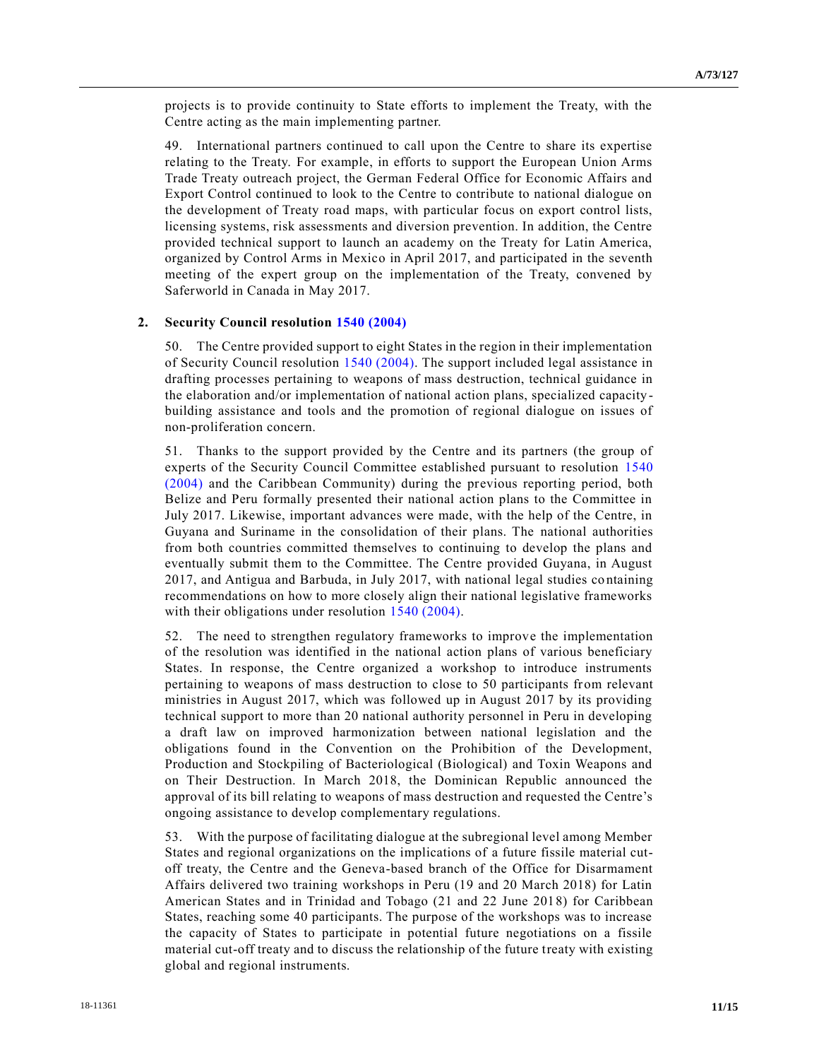projects is to provide continuity to State efforts to implement the Treaty, with the Centre acting as the main implementing partner.

49. International partners continued to call upon the Centre to share its expertise relating to the Treaty. For example, in efforts to support the European Union Arms Trade Treaty outreach project, the German Federal Office for Economic Affairs and Export Control continued to look to the Centre to contribute to national dialogue on the development of Treaty road maps, with particular focus on export control lists, licensing systems, risk assessments and diversion prevention. In addition, the Centre provided technical support to launch an academy on the Treaty for Latin America, organized by Control Arms in Mexico in April 2017, and participated in the seventh meeting of the expert group on the implementation of the Treaty, convened by Saferworld in Canada in May 2017.

### 2. Security Council resolution 1540 (2004)

50. The Centre provided support to eight States in the region in their implementation of Security Council resolution 1540 (2004). The support included legal assistance in drafting processes pertaining to weapons of mass destruction, technical guidance in the elaboration and/or implementation of national action plans, specialized capacity-building assistance and tools and the promotion of regional dialogue on issues of non-proliferation concern.

51. Thanks to the support provided by the Centre and its partners (the group of experts of the Security Council Committee established pursuant to resolution 1540 (2004) and the Caribbean Community) during the previous reporting period, both Belize and Peru formally presented their national action plans to the Committee in July 2017. Likewise, important advances were made, with the help of the Centre, in Guyana and Suriname in the consolidation of their plans. The national authorities from both countries committed themselves to continuing to develop the plans and eventually submit them to the Committee. The Centre provided Guyana, in August 2017, and Antigua and Barbuda, in July 2017, with national legal studies containing recommendations on how to more closely align their national legislative frameworks with their obligations under resolution 1540 (2004).

52. The need to strengthen regulatory frameworks to improve the implementation of the resolution was identified in the national action plans of various beneficiary States. In response, the Centre organized a workshop to introduce instruments pertaining to weapons of mass destruction to close to 50 participants from relevant ministries in August 2017, which was followed up in August 2017 by its providing technical support to more than 20 national authority personnel in Peru in developing a draft law on improved harmonization between national legislation and the obligations found in the Convention on the Prohibition of the Development, Production and Stockpiling of Bacteriological (Biological) and Toxin Weapons and on Their Destruction. In March 2018, the Dominican Republic announced the approval of its bill relating to weapons of mass destruction and requested the Centre's ongoing assistance to develop complementary regulations.

53. With the purpose of facilitating dialogue at the subregional level among Member States and regional organizations on the implications of a future fissile material cut-off treaty, the Centre and the Geneva-based branch of the Office for Disarmament Affairs delivered two training workshops in Peru (19 and 20 March 2018) for Latin American States and in Trinidad and Tobago (21 and 22 June 2018) for Caribbean States, reaching some 40 participants. The purpose of the workshops was to increase the capacity of States to participate in potential future negotiations on a fissile material cut-off treaty and to discuss the relationship of the future treaty with existing global and regional instruments.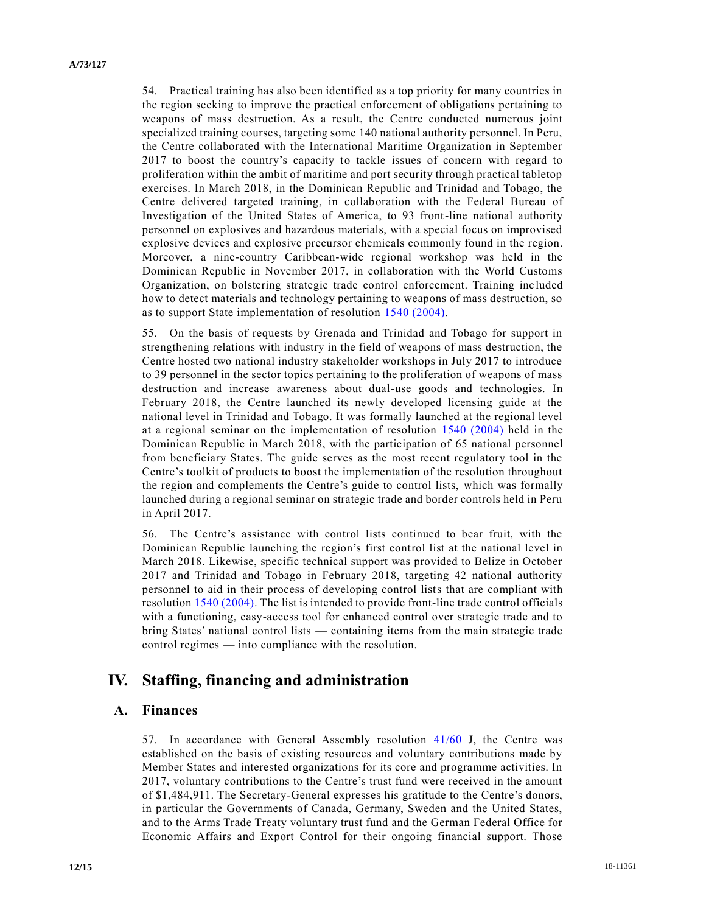54. Practical training has also been identified as a top priority for many countries in the region seeking to improve the practical enforcement of obligations pertaining to weapons of mass destruction. As a result, the Centre conducted numerous joint specialized training courses, targeting some 140 national authority personnel. In Peru, the Centre collaborated with the International Maritime Organization in September 2017 to boost the country's capacity to tackle issues of concern with regard to proliferation within the ambit of maritime and port security through practical tabletop exercises. In March 2018, in the Dominican Republic and Trinidad and Tobago, the Centre delivered targeted training, in collaboration with the Federal Bureau of Investigation of the United States of America, to 93 front-line national authority personnel on explosives and hazardous materials, with a special focus on improvised explosive devices and explosive precursor chemicals commonly found in the region. Moreover, a nine-country Caribbean-wide regional workshop was held in the Dominican Republic in November 2017, in collaboration with the World Customs Organization, on bolstering strategic trade control enforcement. Training included how to detect materials and technology pertaining to weapons of mass destruction, so as to support State implementation of resolution 1540 (2004).

55. On the basis of requests by Grenada and Trinidad and Tobago for support in strengthening relations with industry in the field of weapons of mass destruction, the Centre hosted two national industry stakeholder workshops in July 2017 to introduce to 39 personnel in the sector topics pertaining to the proliferation of weapons of mass destruction and increase awareness about dual-use goods and technologies. In February 2018, the Centre launched its newly developed licensing guide at the national level in Trinidad and Tobago. It was formally launched at the regional level at a regional seminar on the implementation of resolution 1540 (2004) held in the Dominican Republic in March 2018, with the participation of 65 national personnel from beneficiary States. The guide serves as the most recent regulatory tool in the Centre's toolkit of products to boost the implementation of the resolution throughout the region and complements the Centre's guide to control lists, which was formally launched during a regional seminar on strategic trade and border controls held in Peru in April 2017.

56. The Centre's assistance with control lists continued to bear fruit, with the Dominican Republic launching the region's first control list at the national level in March 2018. Likewise, specific technical support was provided to Belize in October 2017 and Trinidad and Tobago in February 2018, targeting 42 national authority personnel to aid in their process of developing control lists that are compliant with resolution 1540 (2004). The list is intended to provide front-line trade control officials with a functioning, easy-access tool for enhanced control over strategic trade and to bring States' national control lists — containing items from the main strategic trade control regimes — into compliance with the resolution.

# IV. Staffing, financing and administration

## A. Finances

57. In accordance with General Assembly resolution 41/60 J, the Centre was established on the basis of existing resources and voluntary contributions made by Member States and interested organizations for its core and programme activities. In 2017, voluntary contributions to the Centre's trust fund were received in the amount of $1,484,911. The Secretary-General expresses his gratitude to the Centre's donors, in particular the Governments of Canada, Germany, Sweden and the United States, and to the Arms Trade Treaty voluntary trust fund and the German Federal Office for Economic Affairs and Export Control for their ongoing financial support. Those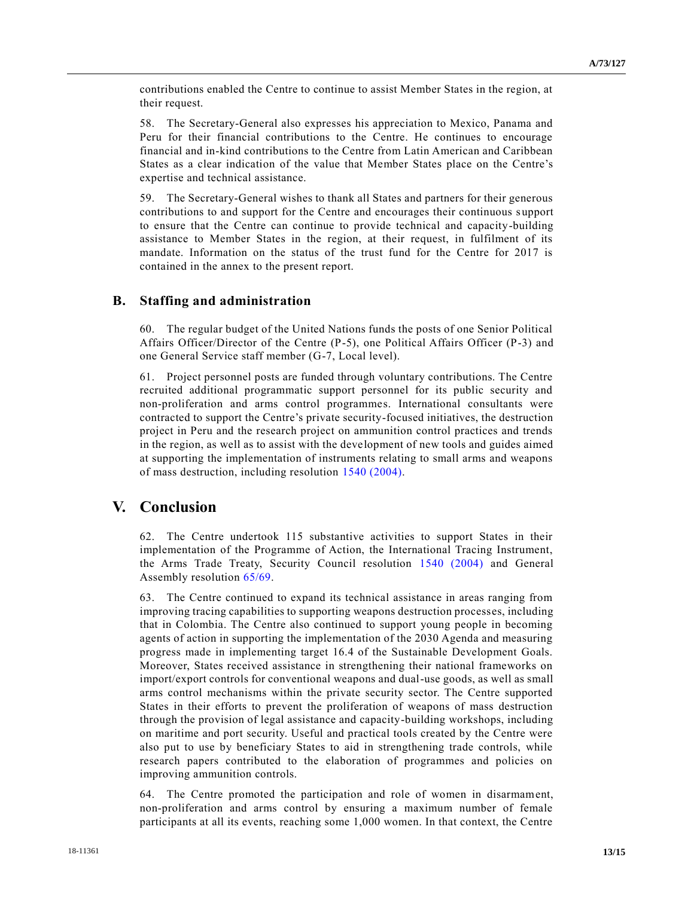contributions enabled the Centre to continue to assist Member States in the region, at their request.

58. The Secretary-General also expresses his appreciation to Mexico, Panama and Peru for their financial contributions to the Centre. He continues to encourage financial and in-kind contributions to the Centre from Latin American and Caribbean States as a clear indication of the value that Member States place on the Centre's expertise and technical assistance.

59. The Secretary-General wishes to thank all States and partners for their generous contributions to and support for the Centre and encourages their continuous support to ensure that the Centre can continue to provide technical and capacity-building assistance to Member States in the region, at their request, in fulfilment of its mandate. Information on the status of the trust fund for the Centre for 2017 is contained in the annex to the present report.

## B. Staffing and administration

60. The regular budget of the United Nations funds the posts of one Senior Political Affairs Officer/Director of the Centre (P-5), one Political Affairs Officer (P-3) and one General Service staff member (G-7, Local level).

61. Project personnel posts are funded through voluntary contributions. The Centre recruited additional programmatic support personnel for its public security and non-proliferation and arms control programmes. International consultants were contracted to support the Centre's private security-focused initiatives, the destruction project in Peru and the research project on ammunition control practices and trends in the region, as well as to assist with the development of new tools and guides aimed at supporting the implementation of instruments relating to small arms and weapons of mass destruction, including resolution 1540 (2004).

# V. Conclusion

62. The Centre undertook 115 substantive activities to support States in their implementation of the Programme of Action, the International Tracing Instrument, the Arms Trade Treaty, Security Council resolution 1540 (2004) and General Assembly resolution 65/69.

63. The Centre continued to expand its technical assistance in areas ranging from improving tracing capabilities to supporting weapons destruction processes, including that in Colombia. The Centre also continued to support young people in becoming agents of action in supporting the implementation of the 2030 Agenda and measuring progress made in implementing target 16.4 of the Sustainable Development Goals. Moreover, States received assistance in strengthening their national frameworks on import/export controls for conventional weapons and dual-use goods, as well as small arms control mechanisms within the private security sector. The Centre supported States in their efforts to prevent the proliferation of weapons of mass destruction through the provision of legal assistance and capacity-building workshops, including on maritime and port security. Useful and practical tools created by the Centre were also put to use by beneficiary States to aid in strengthening trade controls, while research papers contributed to the elaboration of programmes and policies on improving ammunition controls.

64. The Centre promoted the participation and role of women in disarmament, non-proliferation and arms control by ensuring a maximum number of female participants at all its events, reaching some 1,000 women. In that context, the Centre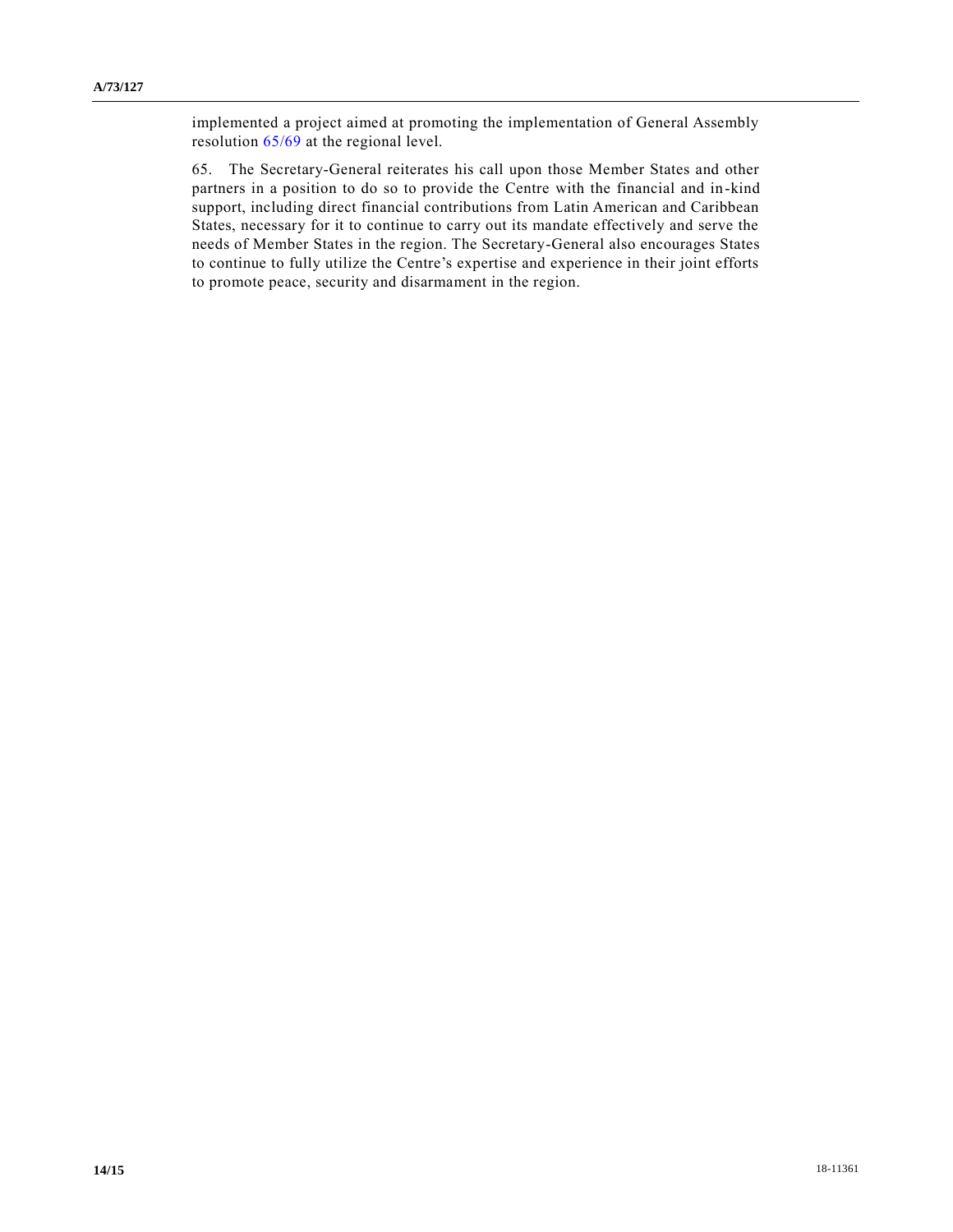implemented a project aimed at promoting the implementation of General Assembly resolution 65/69 at the regional level.

65. The Secretary-General reiterates his call upon those Member States and other partners in a position to do so to provide the Centre with the financial and in-kind support, including direct financial contributions from Latin American and Caribbean States, necessary for it to continue to carry out its mandate effectively and serve the needs of Member States in the region. The Secretary-General also encourages States to continue to fully utilize the Centre's expertise and experience in their joint efforts to promote peace, security and disarmament in the region.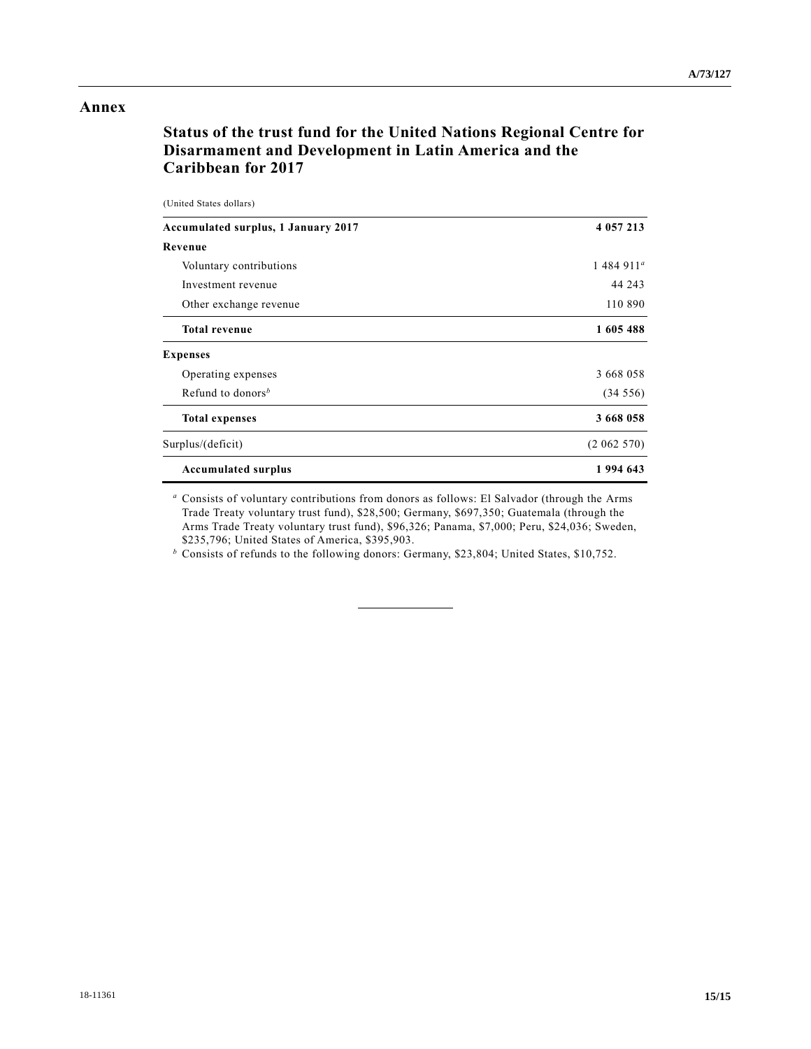# Annex

## Status of the trust fund for the United Nations Regional Centre for Disarmament and Development in Latin America and the Caribbean for 2017

(United States dollars)

| | |
|---|---|
| **Accumulated surplus, 1 January 2017** | **4 057 213** |
| **Revenue** | |
| Voluntary contributions | 1 484 911[a] |
| Investment revenue | 44 243 |
| Other exchange revenue | 110 890 |
| **Total revenue** | **1 605 488** |
| **Expenses** | |
| Operating expenses | 3 668 058 |
| Refund to donors[b] | (34 556) |
| **Total expenses** | **3 668 058** |
| Surplus/(deficit) | (2 062 570) |
| **Accumulated surplus** | **1 994 643** |

[a] Consists of voluntary contributions from donors as follows: El Salvador (through the Arms Trade Treaty voluntary trust fund), $28,500; Germany, $697,350; Guatemala (through the Arms Trade Treaty voluntary trust fund), $96,326; Panama, $7,000; Peru, $24,036; Sweden, $235,796; United States of America, $395,903.

[b] Consists of refunds to the following donors: Germany, $23,804; United States, $10,752.